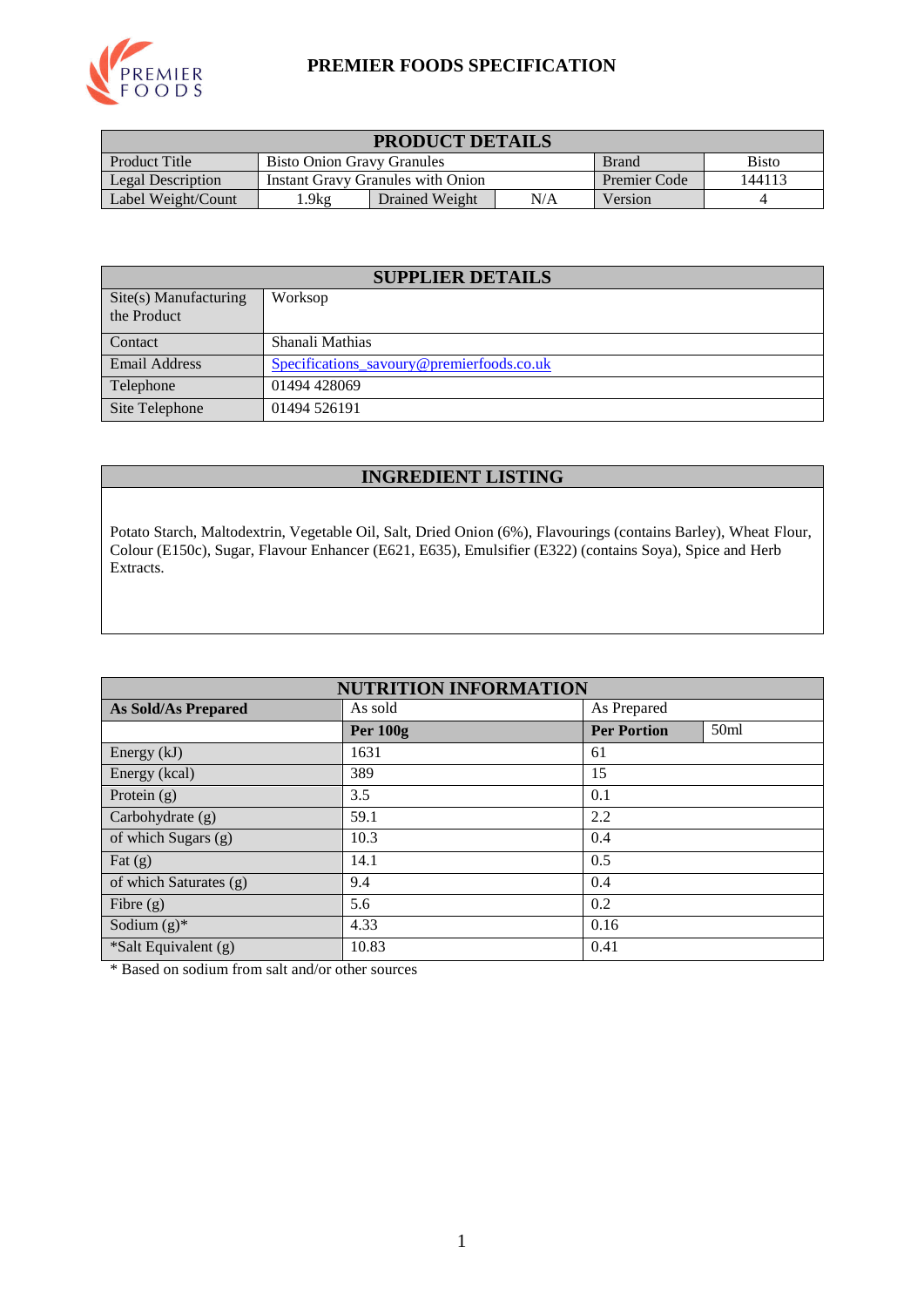# PREMIER FOODS SPECIFICATION

| PRODUCT DETAILS | | | | | |
|---|---|---|---|---|---|
| Product Title | Bisto Onion Gravy Granules | | | Brand | Bisto |
| Legal Description | Instant Gravy Granules with Onion | | | Premier Code | 144113 |
| Label Weight/Count | 1.9kg | Drained Weight | N/A | Version | 4 |

| SUPPLIER DETAILS | |
|---|---|
| Site(s) Manufacturing the Product | Worksop |
| Contact | Shanali Mathias |
| Email Address | Specifications_savoury@premierfoods.co.uk |
| Telephone | 01494 428069 |
| Site Telephone | 01494 526191 |

## INGREDIENT LISTING

Potato Starch, Maltodextrin, Vegetable Oil, Salt, Dried Onion (6%), Flavourings (contains Barley), Wheat Flour, Colour (E150c), Sugar, Flavour Enhancer (E621, E635), Emulsifier (E322) (contains Soya), Spice and Herb Extracts.

| NUTRITION INFORMATION | | | |
|---|---|---|---|
| **As Sold/As Prepared** | As sold | As Prepared | |
| | **Per 100g** | **Per Portion** | 50ml |
| Energy (kJ) | 1631 | 61 | |
| Energy (kcal) | 389 | 15 | |
| Protein (g) | 3.5 | 0.1 | |
| Carbohydrate (g) | 59.1 | 2.2 | |
| of which Sugars (g) | 10.3 | 0.4 | |
| Fat (g) | 14.1 | 0.5 | |
| of which Saturates (g) | 9.4 | 0.4 | |
| Fibre (g) | 5.6 | 0.2 | |
| Sodium (g)* | 4.33 | 0.16 | |
| *Salt Equivalent (g) | 10.83 | 0.41 | |

* Based on sodium from salt and/or other sources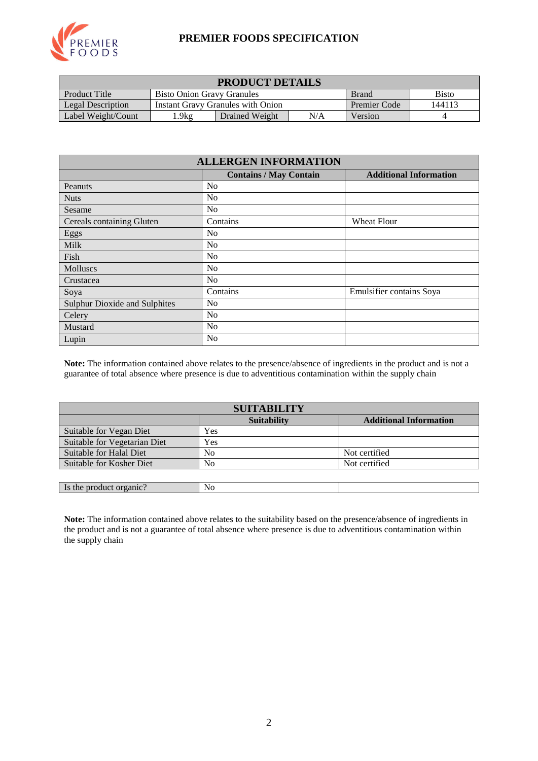# PREMIER FOODS SPECIFICATION

| PRODUCT DETAILS | | | | | |
|---|---|---|---|---|---|
| Product Title | Bisto Onion Gravy Granules | | | Brand | Bisto |
| Legal Description | Instant Gravy Granules with Onion | | | Premier Code | 144113 |
| Label Weight/Count | 1.9kg | Drained Weight | N/A | Version | 4 |

| ALLERGEN INFORMATION | | |
|---|---|---|
| | **Contains / May Contain** | **Additional Information** |
| Peanuts | No | |
| Nuts | No | |
| Sesame | No | |
| Cereals containing Gluten | Contains | Wheat Flour |
| Eggs | No | |
| Milk | No | |
| Fish | No | |
| Molluscs | No | |
| Crustacea | No | |
| Soya | Contains | Emulsifier contains Soya |
| Sulphur Dioxide and Sulphites | No | |
| Celery | No | |
| Mustard | No | |
| Lupin | No | |

**Note:** The information contained above relates to the presence/absence of ingredients in the product and is not a guarantee of total absence where presence is due to adventitious contamination within the supply chain

| SUITABILITY | | |
|---|---|---|
| | **Suitability** | **Additional Information** |
| Suitable for Vegan Diet | Yes | |
| Suitable for Vegetarian Diet | Yes | |
| Suitable for Halal Diet | No | Not certified |
| Suitable for Kosher Diet | No | Not certified |

| Is the product organic? | No | |
|---|---|---|

**Note:** The information contained above relates to the suitability based on the presence/absence of ingredients in the product and is not a guarantee of total absence where presence is due to adventitious contamination within the supply chain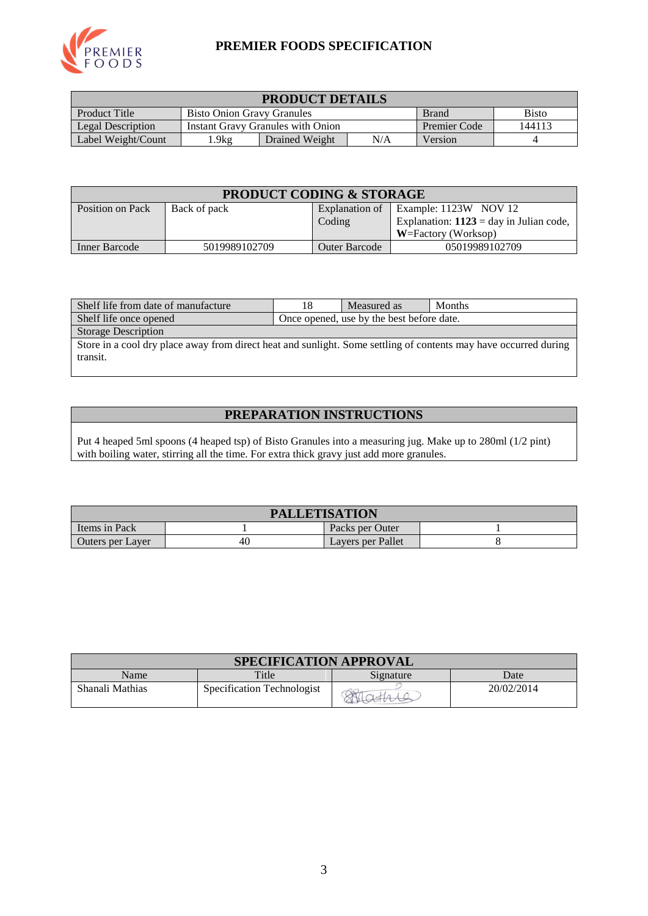# PREMIER FOODS SPECIFICATION

| PRODUCT DETAILS | | | | | |
|---|---|---|---|---|---|
| Product Title | Bisto Onion Gravy Granules | | | Brand | Bisto |
| Legal Description | Instant Gravy Granules with Onion | | | Premier Code | 144113 |
| Label Weight/Count | 1.9kg | Drained Weight | N/A | Version | 4 |

| PRODUCT CODING & STORAGE | | | |
|---|---|---|---|
| Position on Pack | Back of pack | Explanation of Coding | Example: 1123W NOV 12<br>Explanation: **1123** = day in Julian code, **W**=Factory (Worksop) |
| Inner Barcode | 5019989102709 | Outer Barcode | 05019989102709 |

| | | | |
|---|---|---|---|
| Shelf life from date of manufacture | 18 | Measured as | Months |
| Shelf life once opened | Once opened, use by the best before date. | | |
| Storage Description | | | |
| Store in a cool dry place away from direct heat and sunlight. Some settling of contents may have occurred during transit. | | | |

## PREPARATION INSTRUCTIONS

Put 4 heaped 5ml spoons (4 heaped tsp) of Bisto Granules into a measuring jug. Make up to 280ml (1/2 pint) with boiling water, stirring all the time. For extra thick gravy just add more granules.

| PALLETISATION | | | |
|---|---|---|---|
| Items in Pack | 1 | Packs per Outer | 1 |
| Outers per Layer | 40 | Layers per Pallet | 8 |

| SPECIFICATION APPROVAL | | | |
|---|---|---|---|
| Name | Title | Signature | Date |
| Shanali Mathias | Specification Technologist | SMathias | 20/02/2014 |